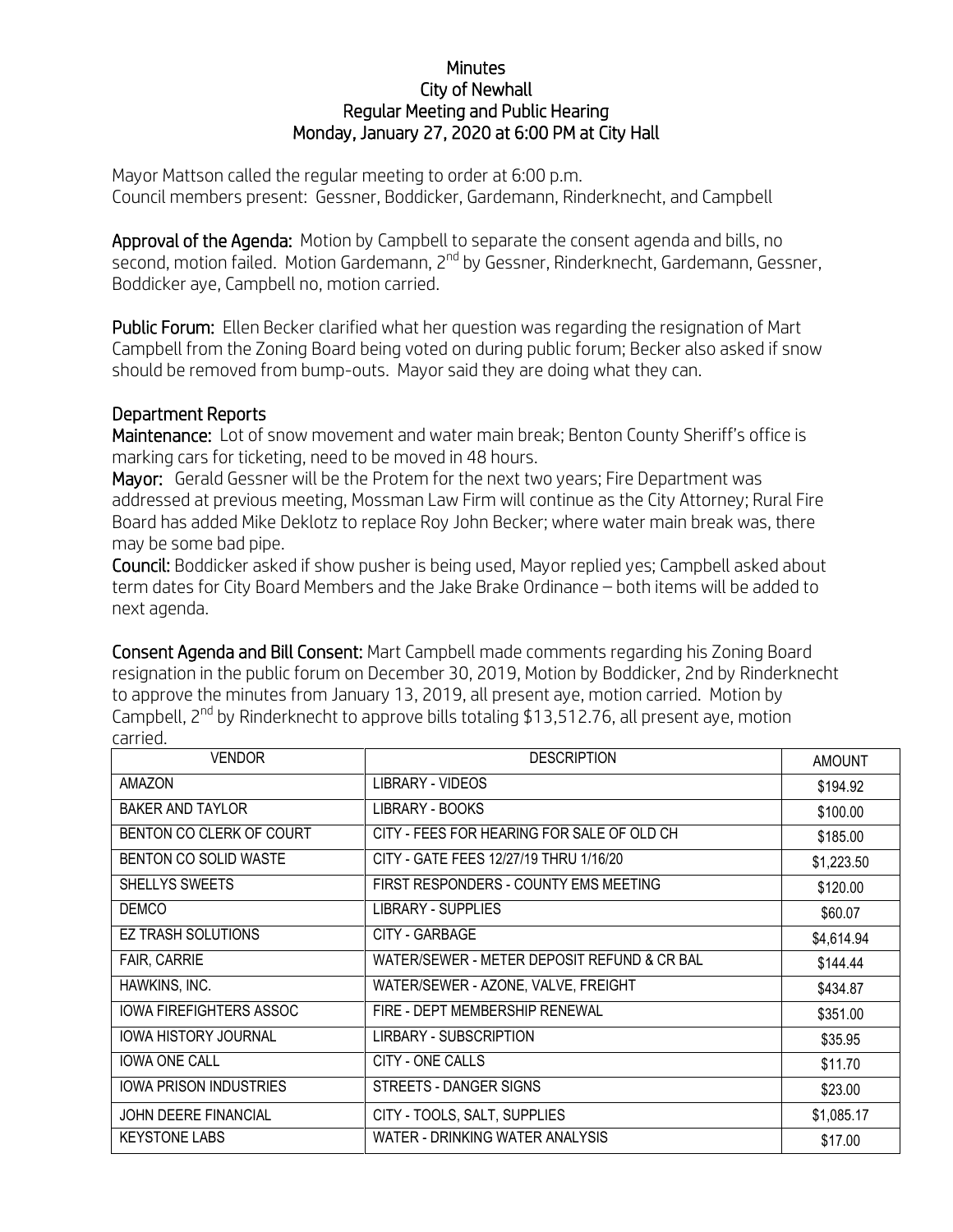# Minutes
## City of Newhall
## Regular Meeting and Public Hearing
## Monday, January 27, 2020 at 6:00 PM at City Hall

Mayor Mattson called the regular meeting to order at 6:00 p.m.
Council members present: Gessner, Boddicker, Gardemann, Rinderknecht, and Campbell

**Approval of the Agenda:** Motion by Campbell to separate the consent agenda and bills, no second, motion failed. Motion Gardemann, 2nd by Gessner, Rinderknecht, Gardemann, Gessner, Boddicker aye, Campbell no, motion carried.

**Public Forum:** Ellen Becker clarified what her question was regarding the resignation of Mart Campbell from the Zoning Board being voted on during public forum; Becker also asked if snow should be removed from bump-outs. Mayor said they are doing what they can.

### Department Reports

**Maintenance:** Lot of snow movement and water main break; Benton County Sheriff's office is marking cars for ticketing, need to be moved in 48 hours.

**Mayor:** Gerald Gessner will be the Protem for the next two years; Fire Department was addressed at previous meeting, Mossman Law Firm will continue as the City Attorney; Rural Fire Board has added Mike Deklotz to replace Roy John Becker; where water main break was, there may be some bad pipe.

**Council:** Boddicker asked if show pusher is being used, Mayor replied yes; Campbell asked about term dates for City Board Members and the Jake Brake Ordinance – both items will be added to next agenda.

**Consent Agenda and Bill Consent:** Mart Campbell made comments regarding his Zoning Board resignation in the public forum on December 30, 2019, Motion by Boddicker, 2nd by Rinderknecht to approve the minutes from January 13, 2019, all present aye, motion carried. Motion by Campbell, 2nd by Rinderknecht to approve bills totaling $13,512.76, all present aye, motion carried.

| VENDOR | DESCRIPTION | AMOUNT |
|---|---|---|
| AMAZON | LIBRARY - VIDEOS | $194.92 |
| BAKER AND TAYLOR | LIBRARY - BOOKS | $100.00 |
| BENTON CO CLERK OF COURT | CITY - FEES FOR HEARING FOR SALE OF OLD CH | $185.00 |
| BENTON CO SOLID WASTE | CITY - GATE FEES 12/27/19 THRU 1/16/20 | $1,223.50 |
| SHELLYS SWEETS | FIRST RESPONDERS - COUNTY EMS MEETING | $120.00 |
| DEMCO | LIBRARY - SUPPLIES | $60.07 |
| EZ TRASH SOLUTIONS | CITY - GARBAGE | $4,614.94 |
| FAIR, CARRIE | WATER/SEWER - METER DEPOSIT REFUND & CR BAL | $144.44 |
| HAWKINS, INC. | WATER/SEWER - AZONE, VALVE, FREIGHT | $434.87 |
| IOWA FIREFIGHTERS ASSOC | FIRE - DEPT MEMBERSHIP RENEWAL | $351.00 |
| IOWA HISTORY JOURNAL | LIRBARY - SUBSCRIPTION | $35.95 |
| IOWA ONE CALL | CITY - ONE CALLS | $11.70 |
| IOWA PRISON INDUSTRIES | STREETS - DANGER SIGNS | $23.00 |
| JOHN DEERE FINANCIAL | CITY - TOOLS, SALT, SUPPLIES | $1,085.17 |
| KEYSTONE LABS | WATER - DRINKING WATER ANALYSIS | $17.00 |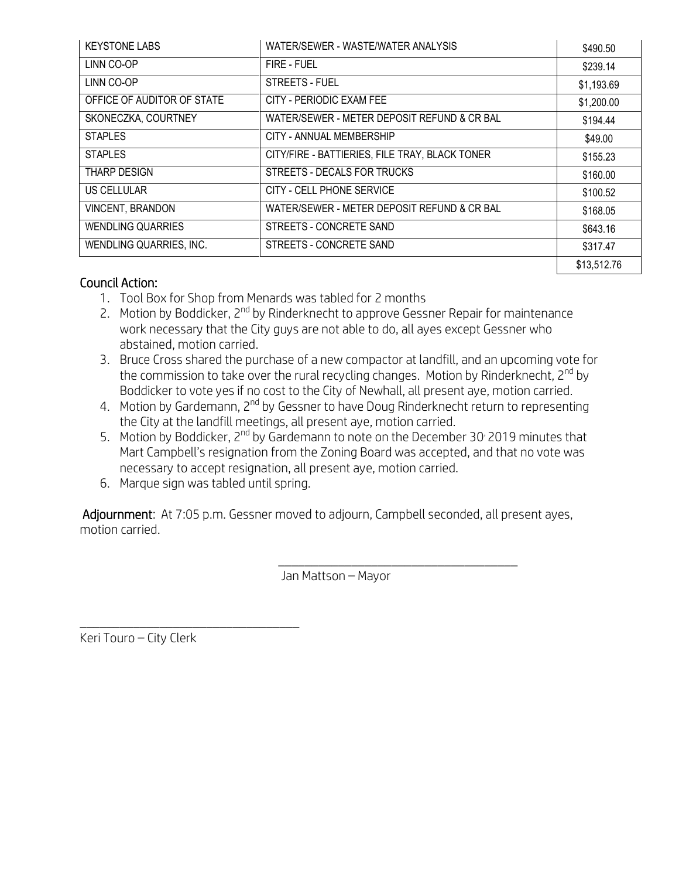| | | |
|---|---|---|
| KEYSTONE LABS | WATER/SEWER - WASTE/WATER ANALYSIS | $490.50 |
| LINN CO-OP | FIRE - FUEL | $239.14 |
| LINN CO-OP | STREETS - FUEL | $1,193.69 |
| OFFICE OF AUDITOR OF STATE | CITY - PERIODIC EXAM FEE | $1,200.00 |
| SKONECZKA, COURTNEY | WATER/SEWER - METER DEPOSIT REFUND & CR BAL | $194.44 |
| STAPLES | CITY - ANNUAL MEMBERSHIP | $49.00 |
| STAPLES | CITY/FIRE - BATTIERIES, FILE TRAY, BLACK TONER | $155.23 |
| THARP DESIGN | STREETS - DECALS FOR TRUCKS | $160.00 |
| US CELLULAR | CITY - CELL PHONE SERVICE | $100.52 |
| VINCENT, BRANDON | WATER/SEWER - METER DEPOSIT REFUND & CR BAL | $168.05 |
| WENDLING QUARRIES | STREETS - CONCRETE SAND | $643.16 |
| WENDLING QUARRIES, INC. | STREETS - CONCRETE SAND | $317.47 |
| | | $13,512.76 |

**Council Action:**

1. Tool Box for Shop from Menards was tabled for 2 months
2. Motion by Boddicker, 2nd by Rinderknecht to approve Gessner Repair for maintenance work necessary that the City guys are not able to do, all ayes except Gessner who abstained, motion carried.
3. Bruce Cross shared the purchase of a new compactor at landfill, and an upcoming vote for the commission to take over the rural recycling changes. Motion by Rinderknecht, 2nd by Boddicker to vote yes if no cost to the City of Newhall, all present aye, motion carried.
4. Motion by Gardemann, 2nd by Gessner to have Doug Rinderknecht return to representing the City at the landfill meetings, all present aye, motion carried.
5. Motion by Boddicker, 2nd by Gardemann to note on the December 30, 2019 minutes that Mart Campbell's resignation from the Zoning Board was accepted, and that no vote was necessary to accept resignation, all present aye, motion carried.
6. Marque sign was tabled until spring.

**Adjournment**: At 7:05 p.m. Gessner moved to adjourn, Campbell seconded, all present ayes, motion carried.

\_\_\_\_\_\_\_\_\_\_\_\_\_\_\_\_\_\_\_\_\_\_\_\_\_\_\_\_\_\_\_\_\_\_\_\_\_\_\_\_

Jan Mattson – Mayor

\_\_\_\_\_\_\_\_\_\_\_\_\_\_\_\_\_\_\_\_\_\_\_\_\_\_\_\_\_\_\_\_\_\_\_\_\_\_\_\_

Keri Touro – City Clerk